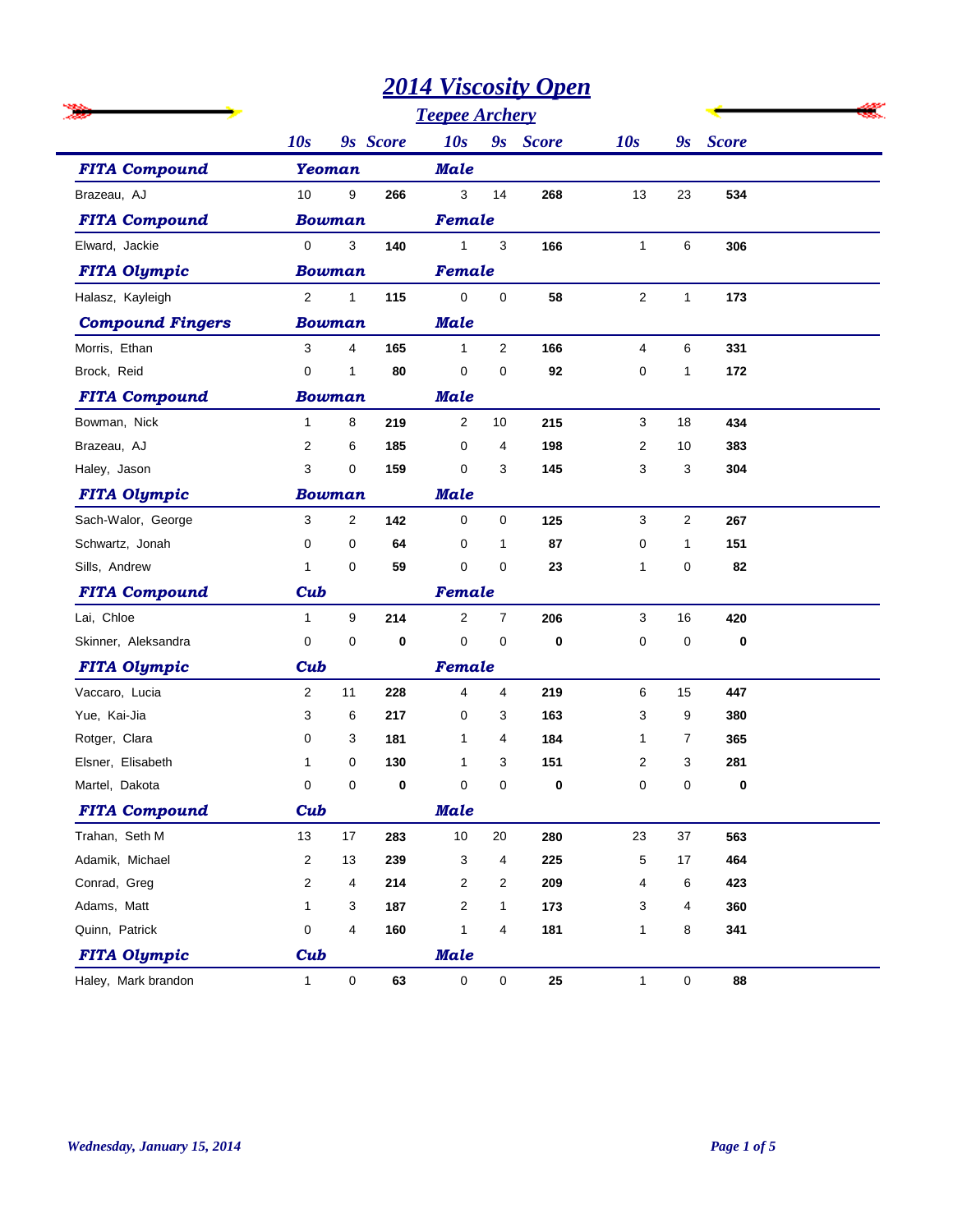# *2014 Viscosity Open*

## *Teepee Archery*

| | 10s | 9s | Score | 10s | 9s | Score | 10s | 9s | Score |
|---|---|---|---|---|---|---|---|---|---|
| ***FITA Compound*** | ***Yeoman*** | | | ***Male*** | | | | | |
| Brazeau, AJ | 10 | 9 | **266** | 3 | 14 | **268** | 13 | 23 | **534** |
| ***FITA Compound*** | ***Bowman*** | | | ***Female*** | | | | | |
| Elward, Jackie | 0 | 3 | **140** | 1 | 3 | **166** | 1 | 6 | **306** |
| ***FITA Olympic*** | ***Bowman*** | | | ***Female*** | | | | | |
| Halasz, Kayleigh | 2 | 1 | **115** | 0 | 0 | **58** | 2 | 1 | **173** |
| ***Compound Fingers*** | ***Bowman*** | | | ***Male*** | | | | | |
| Morris, Ethan | 3 | 4 | **165** | 1 | 2 | **166** | 4 | 6 | **331** |
| Brock, Reid | 0 | 1 | **80** | 0 | 0 | **92** | 0 | 1 | **172** |
| ***FITA Compound*** | ***Bowman*** | | | ***Male*** | | | | | |
| Bowman, Nick | 1 | 8 | **219** | 2 | 10 | **215** | 3 | 18 | **434** |
| Brazeau, AJ | 2 | 6 | **185** | 0 | 4 | **198** | 2 | 10 | **383** |
| Haley, Jason | 3 | 0 | **159** | 0 | 3 | **145** | 3 | 3 | **304** |
| ***FITA Olympic*** | ***Bowman*** | | | ***Male*** | | | | | |
| Sach-Walor, George | 3 | 2 | **142** | 0 | 0 | **125** | 3 | 2 | **267** |
| Schwartz, Jonah | 0 | 0 | **64** | 0 | 1 | **87** | 0 | 1 | **151** |
| Sills, Andrew | 1 | 0 | **59** | 0 | 0 | **23** | 1 | 0 | **82** |
| ***FITA Compound*** | ***Cub*** | | | ***Female*** | | | | | |
| Lai, Chloe | 1 | 9 | **214** | 2 | 7 | **206** | 3 | 16 | **420** |
| Skinner, Aleksandra | 0 | 0 | **0** | 0 | 0 | **0** | 0 | 0 | **0** |
| ***FITA Olympic*** | ***Cub*** | | | ***Female*** | | | | | |
| Vaccaro, Lucia | 2 | 11 | **228** | 4 | 4 | **219** | 6 | 15 | **447** |
| Yue, Kai-Jia | 3 | 6 | **217** | 0 | 3 | **163** | 3 | 9 | **380** |
| Rotger, Clara | 0 | 3 | **181** | 1 | 4 | **184** | 1 | 7 | **365** |
| Elsner, Elisabeth | 1 | 0 | **130** | 1 | 3 | **151** | 2 | 3 | **281** |
| Martel, Dakota | 0 | 0 | **0** | 0 | 0 | **0** | 0 | 0 | **0** |
| ***FITA Compound*** | ***Cub*** | | | ***Male*** | | | | | |
| Trahan, Seth M | 13 | 17 | **283** | 10 | 20 | **280** | 23 | 37 | **563** |
| Adamik, Michael | 2 | 13 | **239** | 3 | 4 | **225** | 5 | 17 | **464** |
| Conrad, Greg | 2 | 4 | **214** | 2 | 2 | **209** | 4 | 6 | **423** |
| Adams, Matt | 1 | 3 | **187** | 2 | 1 | **173** | 3 | 4 | **360** |
| Quinn, Patrick | 0 | 4 | **160** | 1 | 4 | **181** | 1 | 8 | **341** |
| ***FITA Olympic*** | ***Cub*** | | | ***Male*** | | | | | |
| Haley, Mark brandon | 1 | 0 | **63** | 0 | 0 | **25** | 1 | 0 | **88** |

*Wednesday, January 15, 2014*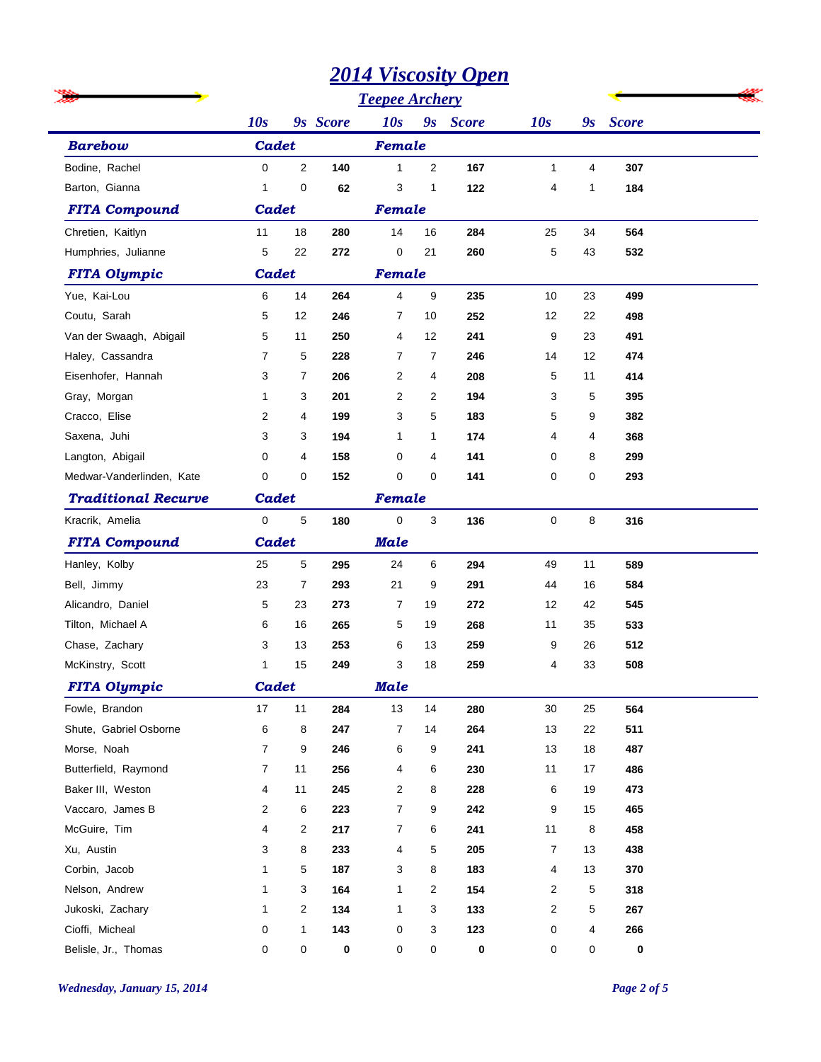# 2014 Viscosity Open

## Teepee Archery

| | 10s | 9s | Score | 10s | 9s | Score | 10s | 9s | Score |
|---|---|---|---|---|---|---|---|---|---|
| **Barebow** | **Cadet** | | | **Female** | | | | | |
| Bodine, Rachel | 0 | 2 | **140** | 1 | 2 | **167** | 1 | 4 | **307** |
| Barton, Gianna | 1 | 0 | **62** | 3 | 1 | **122** | 4 | 1 | **184** |
| **FITA Compound** | **Cadet** | | | **Female** | | | | | |
| Chretien, Kaitlyn | 11 | 18 | **280** | 14 | 16 | **284** | 25 | 34 | **564** |
| Humphries, Julianne | 5 | 22 | **272** | 0 | 21 | **260** | 5 | 43 | **532** |
| **FITA Olympic** | **Cadet** | | | **Female** | | | | | |
| Yue, Kai-Lou | 6 | 14 | **264** | 4 | 9 | **235** | 10 | 23 | **499** |
| Coutu, Sarah | 5 | 12 | **246** | 7 | 10 | **252** | 12 | 22 | **498** |
| Van der Swaagh, Abigail | 5 | 11 | **250** | 4 | 12 | **241** | 9 | 23 | **491** |
| Haley, Cassandra | 7 | 5 | **228** | 7 | 7 | **246** | 14 | 12 | **474** |
| Eisenhofer, Hannah | 3 | 7 | **206** | 2 | 4 | **208** | 5 | 11 | **414** |
| Gray, Morgan | 1 | 3 | **201** | 2 | 2 | **194** | 3 | 5 | **395** |
| Cracco, Elise | 2 | 4 | **199** | 3 | 5 | **183** | 5 | 9 | **382** |
| Saxena, Juhi | 3 | 3 | **194** | 1 | 1 | **174** | 4 | 4 | **368** |
| Langton, Abigail | 0 | 4 | **158** | 0 | 4 | **141** | 0 | 8 | **299** |
| Medwar-Vanderlinden, Kate | 0 | 0 | **152** | 0 | 0 | **141** | 0 | 0 | **293** |
| **Traditional Recurve** | **Cadet** | | | **Female** | | | | | |
| Kracrik, Amelia | 0 | 5 | **180** | 0 | 3 | **136** | 0 | 8 | **316** |
| **FITA Compound** | **Cadet** | | | **Male** | | | | | |
| Hanley, Kolby | 25 | 5 | **295** | 24 | 6 | **294** | 49 | 11 | **589** |
| Bell, Jimmy | 23 | 7 | **293** | 21 | 9 | **291** | 44 | 16 | **584** |
| Alicandro, Daniel | 5 | 23 | **273** | 7 | 19 | **272** | 12 | 42 | **545** |
| Tilton, Michael A | 6 | 16 | **265** | 5 | 19 | **268** | 11 | 35 | **533** |
| Chase, Zachary | 3 | 13 | **253** | 6 | 13 | **259** | 9 | 26 | **512** |
| McKinstry, Scott | 1 | 15 | **249** | 3 | 18 | **259** | 4 | 33 | **508** |
| **FITA Olympic** | **Cadet** | | | **Male** | | | | | |
| Fowle, Brandon | 17 | 11 | **284** | 13 | 14 | **280** | 30 | 25 | **564** |
| Shute, Gabriel Osborne | 6 | 8 | **247** | 7 | 14 | **264** | 13 | 22 | **511** |
| Morse, Noah | 7 | 9 | **246** | 6 | 9 | **241** | 13 | 18 | **487** |
| Butterfield, Raymond | 7 | 11 | **256** | 4 | 6 | **230** | 11 | 17 | **486** |
| Baker III, Weston | 4 | 11 | **245** | 2 | 8 | **228** | 6 | 19 | **473** |
| Vaccaro, James B | 2 | 6 | **223** | 7 | 9 | **242** | 9 | 15 | **465** |
| McGuire, Tim | 4 | 2 | **217** | 7 | 6 | **241** | 11 | 8 | **458** |
| Xu, Austin | 3 | 8 | **233** | 4 | 5 | **205** | 7 | 13 | **438** |
| Corbin, Jacob | 1 | 5 | **187** | 3 | 8 | **183** | 4 | 13 | **370** |
| Nelson, Andrew | 1 | 3 | **164** | 1 | 2 | **154** | 2 | 5 | **318** |
| Jukoski, Zachary | 1 | 2 | **134** | 1 | 3 | **133** | 2 | 5 | **267** |
| Cioffi, Micheal | 0 | 1 | **143** | 0 | 3 | **123** | 0 | 4 | **266** |
| Belisle, Jr., Thomas | 0 | 0 | **0** | 0 | 0 | **0** | 0 | 0 | **0** |

*Wednesday, January 15, 2014*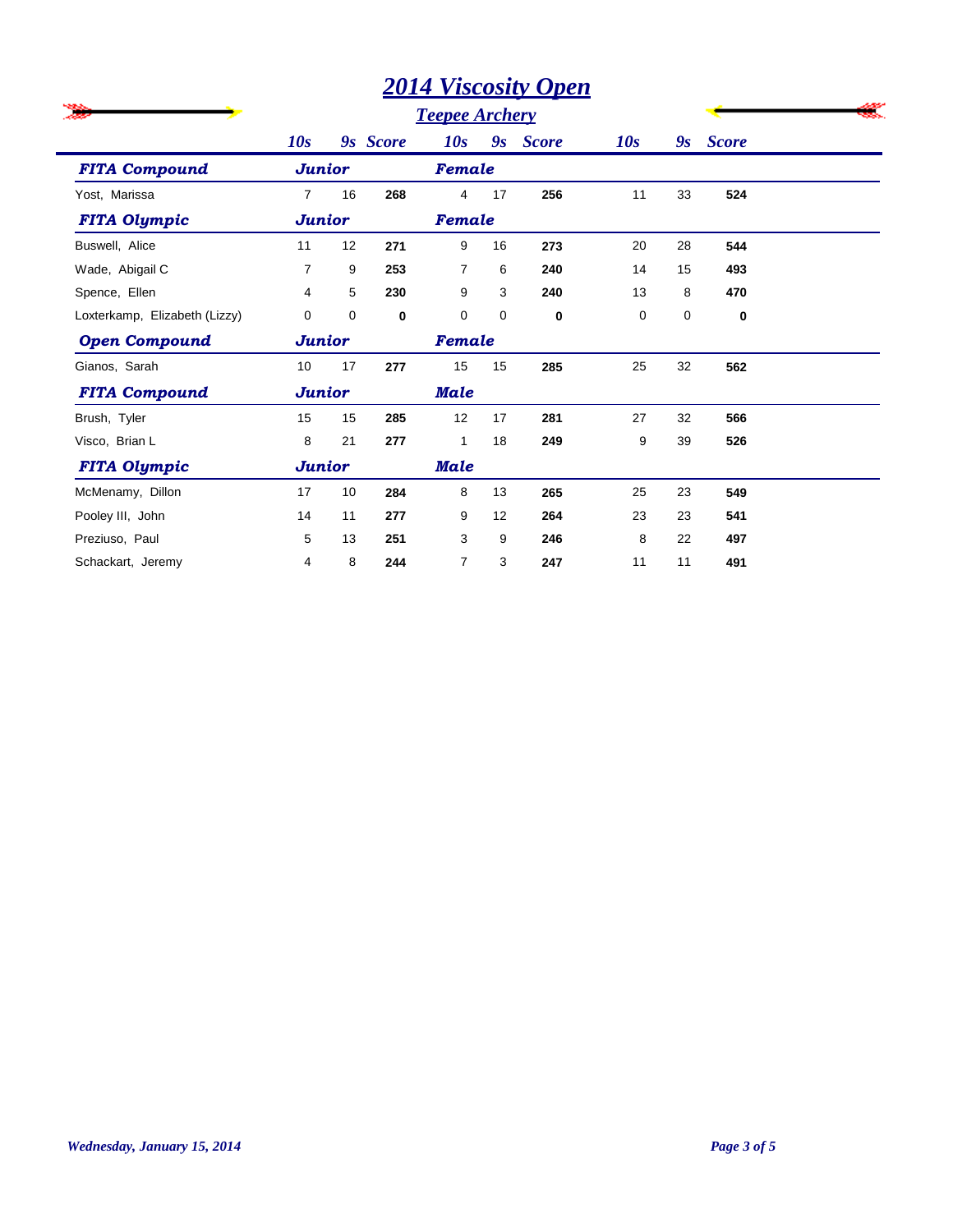# 2014 Viscosity Open

## Teepee Archery

| | 10s | 9s | Score | 10s | 9s | Score | 10s | 9s | Score |
|---|---|---|---|---|---|---|---|---|---|
| ***FITA Compound*** | ***Junior*** | | | ***Female*** | | | | | |
| Yost, Marissa | 7 | 16 | **268** | 4 | 17 | **256** | 11 | 33 | **524** |
| ***FITA Olympic*** | ***Junior*** | | | ***Female*** | | | | | |
| Buswell, Alice | 11 | 12 | **271** | 9 | 16 | **273** | 20 | 28 | **544** |
| Wade, Abigail C | 7 | 9 | **253** | 7 | 6 | **240** | 14 | 15 | **493** |
| Spence, Ellen | 4 | 5 | **230** | 9 | 3 | **240** | 13 | 8 | **470** |
| Loxterkamp, Elizabeth (Lizzy) | 0 | 0 | **0** | 0 | 0 | **0** | 0 | 0 | **0** |
| ***Open Compound*** | ***Junior*** | | | ***Female*** | | | | | |
| Gianos, Sarah | 10 | 17 | **277** | 15 | 15 | **285** | 25 | 32 | **562** |
| ***FITA Compound*** | ***Junior*** | | | ***Male*** | | | | | |
| Brush, Tyler | 15 | 15 | **285** | 12 | 17 | **281** | 27 | 32 | **566** |
| Visco, Brian L | 8 | 21 | **277** | 1 | 18 | **249** | 9 | 39 | **526** |
| ***FITA Olympic*** | ***Junior*** | | | ***Male*** | | | | | |
| McMenamy, Dillon | 17 | 10 | **284** | 8 | 13 | **265** | 25 | 23 | **549** |
| Pooley III, John | 14 | 11 | **277** | 9 | 12 | **264** | 23 | 23 | **541** |
| Preziuso, Paul | 5 | 13 | **251** | 3 | 9 | **246** | 8 | 22 | **497** |
| Schackart, Jeremy | 4 | 8 | **244** | 7 | 3 | **247** | 11 | 11 | **491** |

*Wednesday, January 15, 2014*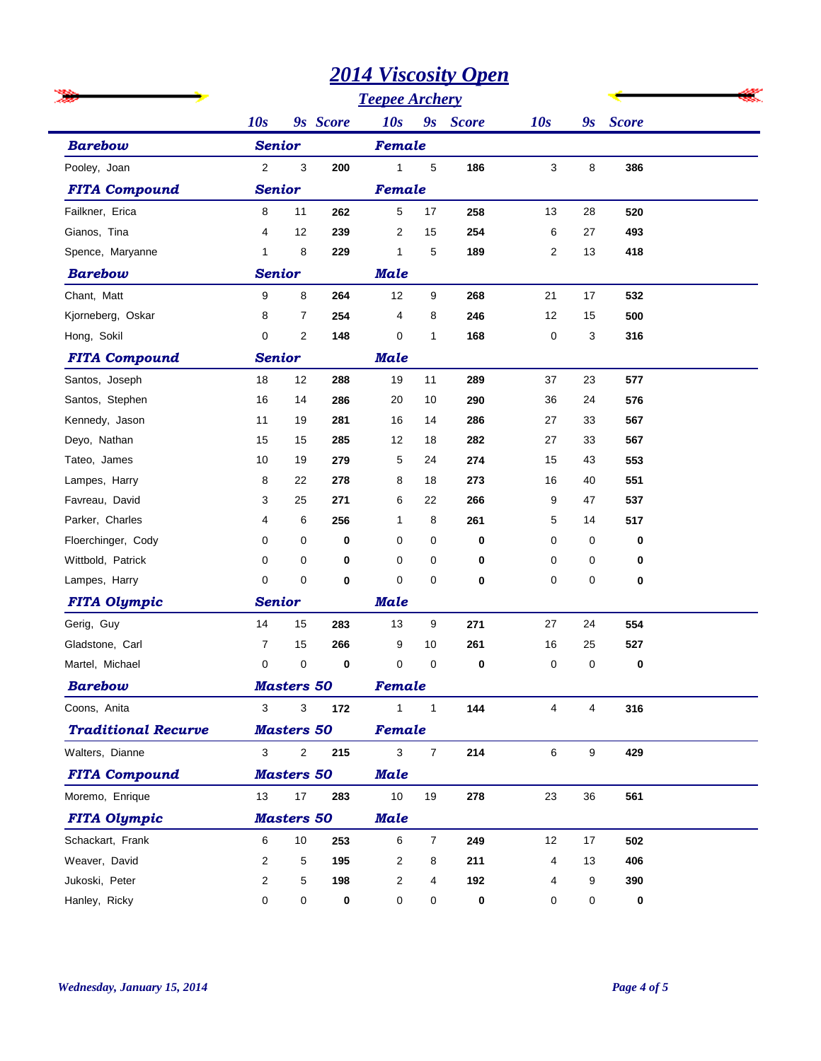# 2014 Viscosity Open

## Teepee Archery

| | 10s | 9s | Score | 10s | 9s | Score | 10s | 9s | Score |
|---|---|---|---|---|---|---|---|---|---|
| ***Barebow*** | ***Senior*** | | | ***Female*** | | | | | |
| Pooley, Joan | 2 | 3 | **200** | 1 | 5 | **186** | 3 | 8 | **386** |
| ***FITA Compound*** | ***Senior*** | | | ***Female*** | | | | | |
| Failkner, Erica | 8 | 11 | **262** | 5 | 17 | **258** | 13 | 28 | **520** |
| Gianos, Tina | 4 | 12 | **239** | 2 | 15 | **254** | 6 | 27 | **493** |
| Spence, Maryanne | 1 | 8 | **229** | 1 | 5 | **189** | 2 | 13 | **418** |
| ***Barebow*** | ***Senior*** | | | ***Male*** | | | | | |
| Chant, Matt | 9 | 8 | **264** | 12 | 9 | **268** | 21 | 17 | **532** |
| Kjorneberg, Oskar | 8 | 7 | **254** | 4 | 8 | **246** | 12 | 15 | **500** |
| Hong, Sokil | 0 | 2 | **148** | 0 | 1 | **168** | 0 | 3 | **316** |
| ***FITA Compound*** | ***Senior*** | | | ***Male*** | | | | | |
| Santos, Joseph | 18 | 12 | **288** | 19 | 11 | **289** | 37 | 23 | **577** |
| Santos, Stephen | 16 | 14 | **286** | 20 | 10 | **290** | 36 | 24 | **576** |
| Kennedy, Jason | 11 | 19 | **281** | 16 | 14 | **286** | 27 | 33 | **567** |
| Deyo, Nathan | 15 | 15 | **285** | 12 | 18 | **282** | 27 | 33 | **567** |
| Tateo, James | 10 | 19 | **279** | 5 | 24 | **274** | 15 | 43 | **553** |
| Lampes, Harry | 8 | 22 | **278** | 8 | 18 | **273** | 16 | 40 | **551** |
| Favreau, David | 3 | 25 | **271** | 6 | 22 | **266** | 9 | 47 | **537** |
| Parker, Charles | 4 | 6 | **256** | 1 | 8 | **261** | 5 | 14 | **517** |
| Floerchinger, Cody | 0 | 0 | **0** | 0 | 0 | **0** | 0 | 0 | **0** |
| Wittbold, Patrick | 0 | 0 | **0** | 0 | 0 | **0** | 0 | 0 | **0** |
| Lampes, Harry | 0 | 0 | **0** | 0 | 0 | **0** | 0 | 0 | **0** |
| ***FITA Olympic*** | ***Senior*** | | | ***Male*** | | | | | |
| Gerig, Guy | 14 | 15 | **283** | 13 | 9 | **271** | 27 | 24 | **554** |
| Gladstone, Carl | 7 | 15 | **266** | 9 | 10 | **261** | 16 | 25 | **527** |
| Martel, Michael | 0 | 0 | **0** | 0 | 0 | **0** | 0 | 0 | **0** |
| ***Barebow*** | ***Masters 50*** | | | ***Female*** | | | | | |
| Coons, Anita | 3 | 3 | **172** | 1 | 1 | **144** | 4 | 4 | **316** |
| ***Traditional Recurve*** | ***Masters 50*** | | | ***Female*** | | | | | |
| Walters, Dianne | 3 | 2 | **215** | 3 | 7 | **214** | 6 | 9 | **429** |
| ***FITA Compound*** | ***Masters 50*** | | | ***Male*** | | | | | |
| Moremo, Enrique | 13 | 17 | **283** | 10 | 19 | **278** | 23 | 36 | **561** |
| ***FITA Olympic*** | ***Masters 50*** | | | ***Male*** | | | | | |
| Schackart, Frank | 6 | 10 | **253** | 6 | 7 | **249** | 12 | 17 | **502** |
| Weaver, David | 2 | 5 | **195** | 2 | 8 | **211** | 4 | 13 | **406** |
| Jukoski, Peter | 2 | 5 | **198** | 2 | 4 | **192** | 4 | 9 | **390** |
| Hanley, Ricky | 0 | 0 | **0** | 0 | 0 | **0** | 0 | 0 | **0** |

*Wednesday, January 15, 2014*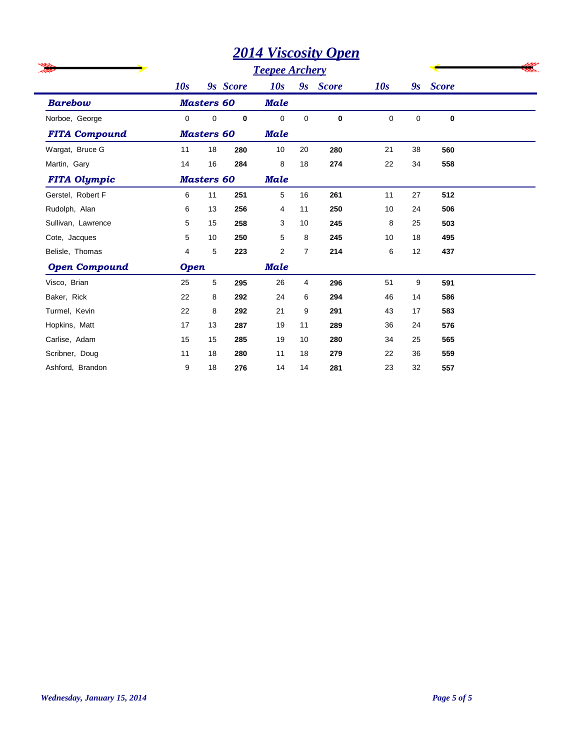# 2014 Viscosity Open

## Teepee Archery

| | 10s | 9s | Score | 10s | 9s | Score | 10s | 9s | Score |
|---|---|---|---|---|---|---|---|---|---|
| ***Barebow*** | ***Masters 60*** | | | ***Male*** | | | | | |
| Norboe, George | 0 | 0 | **0** | 0 | 0 | **0** | 0 | 0 | **0** |
| ***FITA Compound*** | ***Masters 60*** | | | ***Male*** | | | | | |
| Wargat, Bruce G | 11 | 18 | **280** | 10 | 20 | **280** | 21 | 38 | **560** |
| Martin, Gary | 14 | 16 | **284** | 8 | 18 | **274** | 22 | 34 | **558** |
| ***FITA Olympic*** | ***Masters 60*** | | | ***Male*** | | | | | |
| Gerstel, Robert F | 6 | 11 | **251** | 5 | 16 | **261** | 11 | 27 | **512** |
| Rudolph, Alan | 6 | 13 | **256** | 4 | 11 | **250** | 10 | 24 | **506** |
| Sullivan, Lawrence | 5 | 15 | **258** | 3 | 10 | **245** | 8 | 25 | **503** |
| Cote, Jacques | 5 | 10 | **250** | 5 | 8 | **245** | 10 | 18 | **495** |
| Belisle, Thomas | 4 | 5 | **223** | 2 | 7 | **214** | 6 | 12 | **437** |
| ***Open Compound*** | ***Open*** | | | ***Male*** | | | | | |
| Visco, Brian | 25 | 5 | **295** | 26 | 4 | **296** | 51 | 9 | **591** |
| Baker, Rick | 22 | 8 | **292** | 24 | 6 | **294** | 46 | 14 | **586** |
| Turmel, Kevin | 22 | 8 | **292** | 21 | 9 | **291** | 43 | 17 | **583** |
| Hopkins, Matt | 17 | 13 | **287** | 19 | 11 | **289** | 36 | 24 | **576** |
| Carlise, Adam | 15 | 15 | **285** | 19 | 10 | **280** | 34 | 25 | **565** |
| Scribner, Doug | 11 | 18 | **280** | 11 | 18 | **279** | 22 | 36 | **559** |
| Ashford, Brandon | 9 | 18 | **276** | 14 | 14 | **281** | 23 | 32 | **557** |

*Wednesday, January 15, 2014*